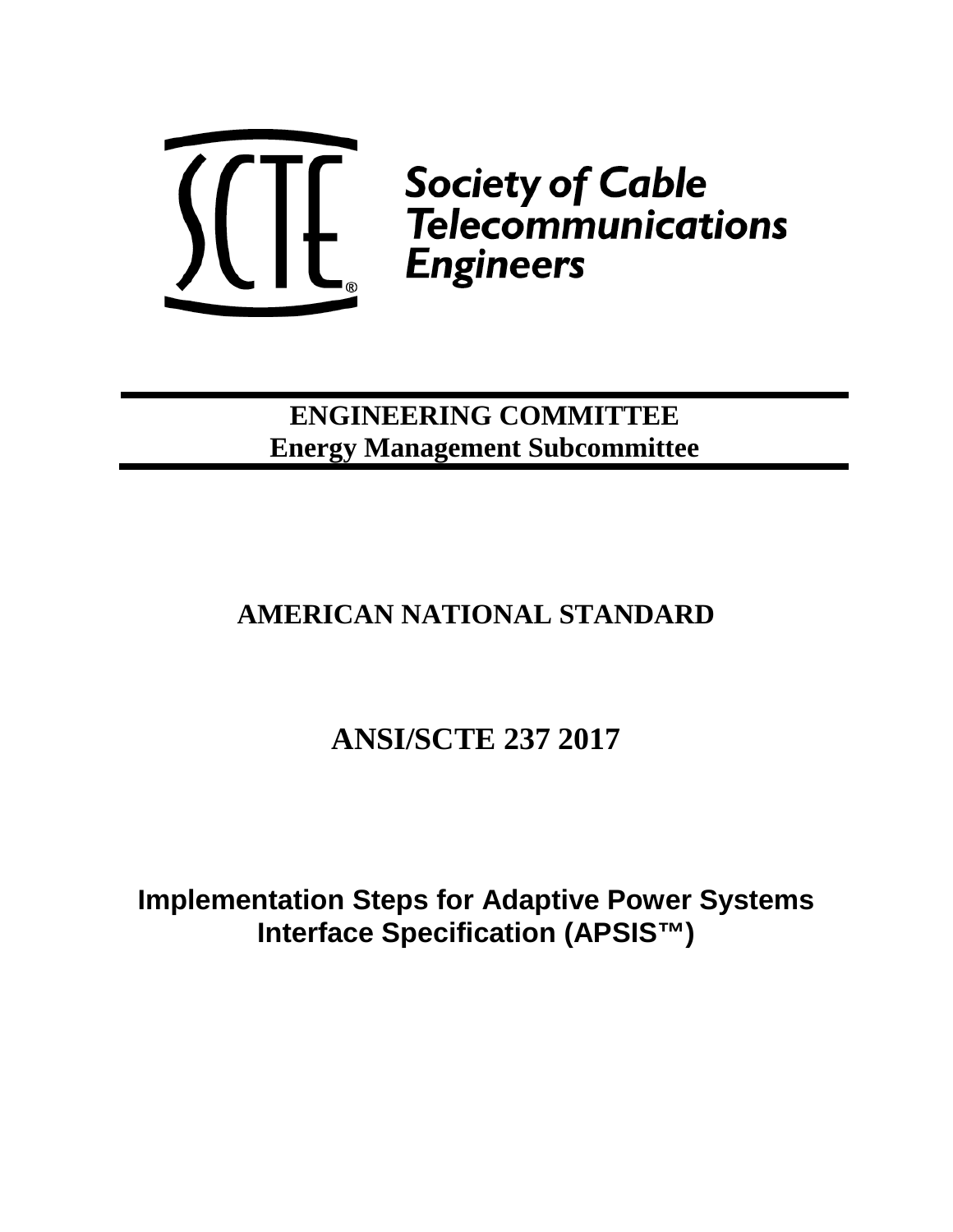Society of Cable Telecommunications Engineers

**ENGINEERING COMMITTEE**
**Energy Management Subcommittee**

# AMERICAN NATIONAL STANDARD

# ANSI/SCTE 237 2017

# Implementation Steps for Adaptive Power Systems Interface Specification (APSIS™)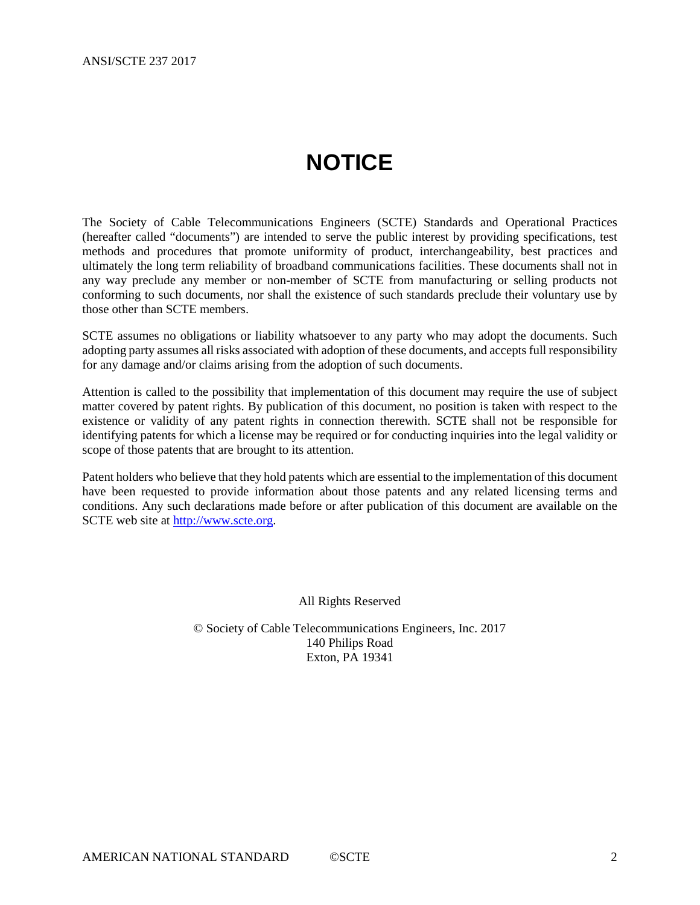# NOTICE

The Society of Cable Telecommunications Engineers (SCTE) Standards and Operational Practices (hereafter called "documents") are intended to serve the public interest by providing specifications, test methods and procedures that promote uniformity of product, interchangeability, best practices and ultimately the long term reliability of broadband communications facilities. These documents shall not in any way preclude any member or non-member of SCTE from manufacturing or selling products not conforming to such documents, nor shall the existence of such standards preclude their voluntary use by those other than SCTE members.

SCTE assumes no obligations or liability whatsoever to any party who may adopt the documents. Such adopting party assumes all risks associated with adoption of these documents, and accepts full responsibility for any damage and/or claims arising from the adoption of such documents.

Attention is called to the possibility that implementation of this document may require the use of subject matter covered by patent rights. By publication of this document, no position is taken with respect to the existence or validity of any patent rights in connection therewith. SCTE shall not be responsible for identifying patents for which a license may be required or for conducting inquiries into the legal validity or scope of those patents that are brought to its attention.

Patent holders who believe that they hold patents which are essential to the implementation of this document have been requested to provide information about those patents and any related licensing terms and conditions. Any such declarations made before or after publication of this document are available on the SCTE web site at [http://www.scte.org](http://www.scte.org).

All Rights Reserved

© Society of Cable Telecommunications Engineers, Inc. 2017
140 Philips Road
Exton, PA 19341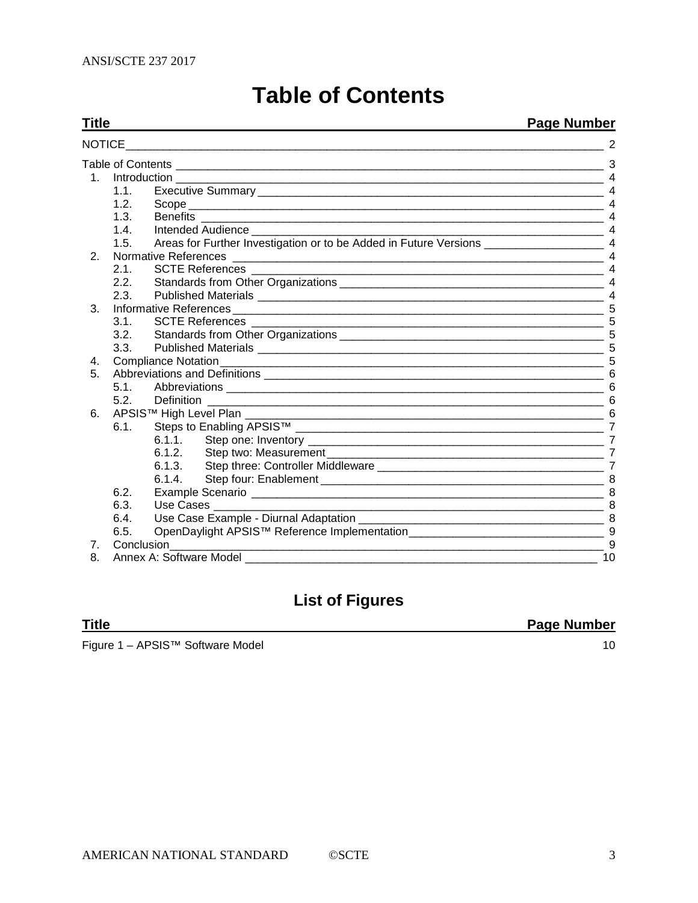# Table of Contents

| Title | Page Number |
| --- | --- |
| NOTICE | 2 |
| Table of Contents | 3 |
| 1. Introduction | 4 |
| 1.1. Executive Summary | 4 |
| 1.2. Scope | 4 |
| 1.3. Benefits | 4 |
| 1.4. Intended Audience | 4 |
| 1.5. Areas for Further Investigation or to be Added in Future Versions | 4 |
| 2. Normative References | 4 |
| 2.1. SCTE References | 4 |
| 2.2. Standards from Other Organizations | 4 |
| 2.3. Published Materials | 4 |
| 3. Informative References | 5 |
| 3.1. SCTE References | 5 |
| 3.2. Standards from Other Organizations | 5 |
| 3.3. Published Materials | 5 |
| 4. Compliance Notation | 5 |
| 5. Abbreviations and Definitions | 6 |
| 5.1. Abbreviations | 6 |
| 5.2. Definition | 6 |
| 6. APSIS™ High Level Plan | 6 |
| 6.1. Steps to Enabling APSIS™ | 7 |
| 6.1.1. Step one: Inventory | 7 |
| 6.1.2. Step two: Measurement | 7 |
| 6.1.3. Step three: Controller Middleware | 7 |
| 6.1.4. Step four: Enablement | 8 |
| 6.2. Example Scenario | 8 |
| 6.3. Use Cases | 8 |
| 6.4. Use Case Example - Diurnal Adaptation | 8 |
| 6.5. OpenDaylight APSIS™ Reference Implementation | 9 |
| 7. Conclusion | 9 |
| 8. Annex A: Software Model | 10 |

## List of Figures

| Title | Page Number |
| --- | --- |
| Figure 1 – APSIS™ Software Model | 10 |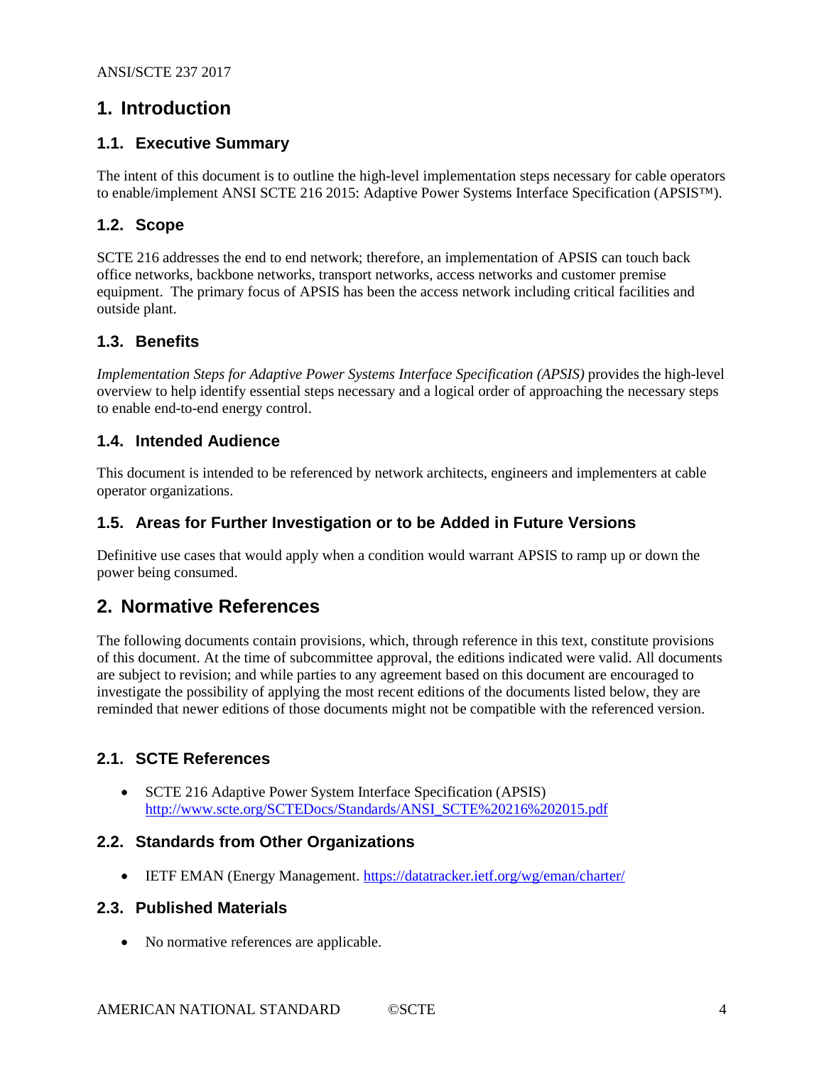# 1. Introduction

## 1.1. Executive Summary

The intent of this document is to outline the high-level implementation steps necessary for cable operators to enable/implement ANSI SCTE 216 2015: Adaptive Power Systems Interface Specification (APSIS™).

## 1.2. Scope

SCTE 216 addresses the end to end network; therefore, an implementation of APSIS can touch back office networks, backbone networks, transport networks, access networks and customer premise equipment. The primary focus of APSIS has been the access network including critical facilities and outside plant.

## 1.3. Benefits

*Implementation Steps for Adaptive Power Systems Interface Specification (APSIS)* provides the high-level overview to help identify essential steps necessary and a logical order of approaching the necessary steps to enable end-to-end energy control.

## 1.4. Intended Audience

This document is intended to be referenced by network architects, engineers and implementers at cable operator organizations.

## 1.5. Areas for Further Investigation or to be Added in Future Versions

Definitive use cases that would apply when a condition would warrant APSIS to ramp up or down the power being consumed.

# 2. Normative References

The following documents contain provisions, which, through reference in this text, constitute provisions of this document. At the time of subcommittee approval, the editions indicated were valid. All documents are subject to revision; and while parties to any agreement based on this document are encouraged to investigate the possibility of applying the most recent editions of the documents listed below, they are reminded that newer editions of those documents might not be compatible with the referenced version.

## 2.1. SCTE References

- SCTE 216 Adaptive Power System Interface Specification (APSIS) [http://www.scte.org/SCTEDocs/Standards/ANSI_SCTE%20216%202015.pdf](http://www.scte.org/SCTEDocs/Standards/ANSI_SCTE%20216%202015.pdf)

## 2.2. Standards from Other Organizations

- IETF EMAN (Energy Management. [https://datatracker.ietf.org/wg/eman/charter/](https://datatracker.ietf.org/wg/eman/charter/)

## 2.3. Published Materials

- No normative references are applicable.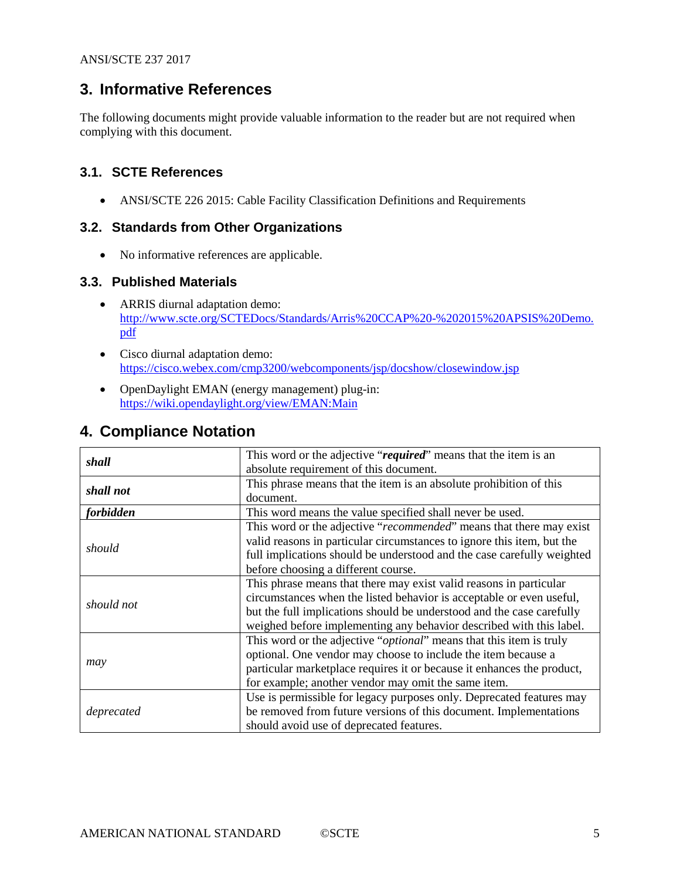# 3. Informative References

The following documents might provide valuable information to the reader but are not required when complying with this document.

## 3.1. SCTE References

- ANSI/SCTE 226 2015: Cable Facility Classification Definitions and Requirements

## 3.2. Standards from Other Organizations

- No informative references are applicable.

## 3.3. Published Materials

- ARRIS diurnal adaptation demo: [http://www.scte.org/SCTEDocs/Standards/Arris%20CCAP%20-%202015%20APSIS%20Demo.pdf](http://www.scte.org/SCTEDocs/Standards/Arris%20CCAP%20-%202015%20APSIS%20Demo.pdf)
- Cisco diurnal adaptation demo: [https://cisco.webex.com/cmp3200/webcomponents/jsp/docshow/closewindow.jsp](https://cisco.webex.com/cmp3200/webcomponents/jsp/docshow/closewindow.jsp)
- OpenDaylight EMAN (energy management) plug-in: [https://wiki.opendaylight.org/view/EMAN:Main](https://wiki.opendaylight.org/view/EMAN:Main)

# 4. Compliance Notation

| | |
|---|---|
| ***shall*** | This word or the adjective "***required***" means that the item is an absolute requirement of this document. |
| ***shall not*** | This phrase means that the item is an absolute prohibition of this document. |
| ***forbidden*** | This word means the value specified shall never be used. |
| *should* | This word or the adjective "*recommended*" means that there may exist valid reasons in particular circumstances to ignore this item, but the full implications should be understood and the case carefully weighted before choosing a different course. |
| *should not* | This phrase means that there may exist valid reasons in particular circumstances when the listed behavior is acceptable or even useful, but the full implications should be understood and the case carefully weighed before implementing any behavior described with this label. |
| *may* | This word or the adjective "*optional*" means that this item is truly optional. One vendor may choose to include the item because a particular marketplace requires it or because it enhances the product, for example; another vendor may omit the same item. |
| *deprecated* | Use is permissible for legacy purposes only. Deprecated features may be removed from future versions of this document. Implementations should avoid use of deprecated features. |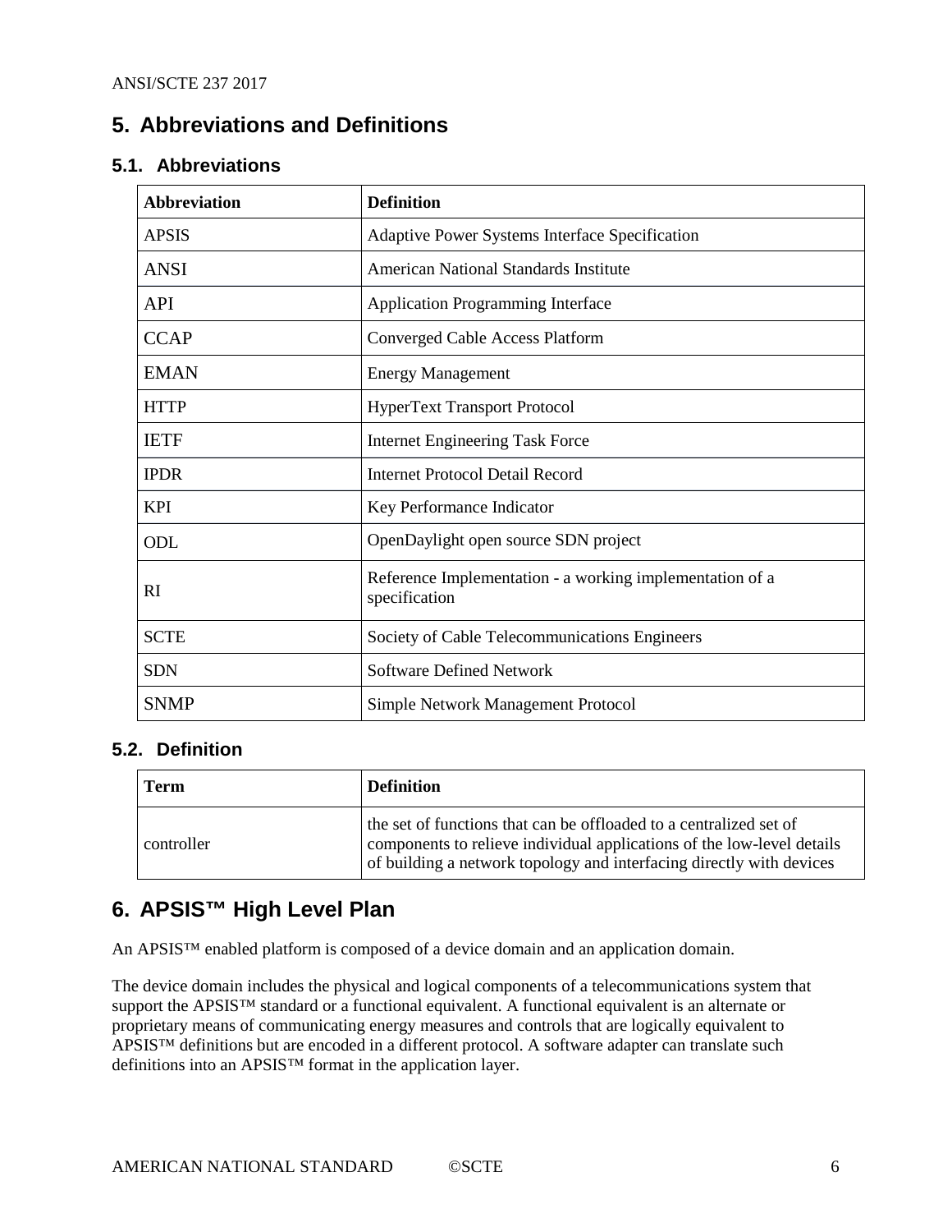## 5. Abbreviations and Definitions

### 5.1. Abbreviations

| Abbreviation | Definition |
|---|---|
| APSIS | Adaptive Power Systems Interface Specification |
| ANSI | American National Standards Institute |
| API | Application Programming Interface |
| CCAP | Converged Cable Access Platform |
| EMAN | Energy Management |
| HTTP | HyperText Transport Protocol |
| IETF | Internet Engineering Task Force |
| IPDR | Internet Protocol Detail Record |
| KPI | Key Performance Indicator |
| ODL | OpenDaylight open source SDN project |
| RI | Reference Implementation - a working implementation of a specification |
| SCTE | Society of Cable Telecommunications Engineers |
| SDN | Software Defined Network |
| SNMP | Simple Network Management Protocol |

### 5.2. Definition

| Term | Definition |
|---|---|
| controller | the set of functions that can be offloaded to a centralized set of components to relieve individual applications of the low-level details of building a network topology and interfacing directly with devices |

## 6. APSIS™ High Level Plan

An APSIS™ enabled platform is composed of a device domain and an application domain.

The device domain includes the physical and logical components of a telecommunications system that support the APSIS™ standard or a functional equivalent. A functional equivalent is an alternate or proprietary means of communicating energy measures and controls that are logically equivalent to APSIS™ definitions but are encoded in a different protocol. A software adapter can translate such definitions into an APSIS™ format in the application layer.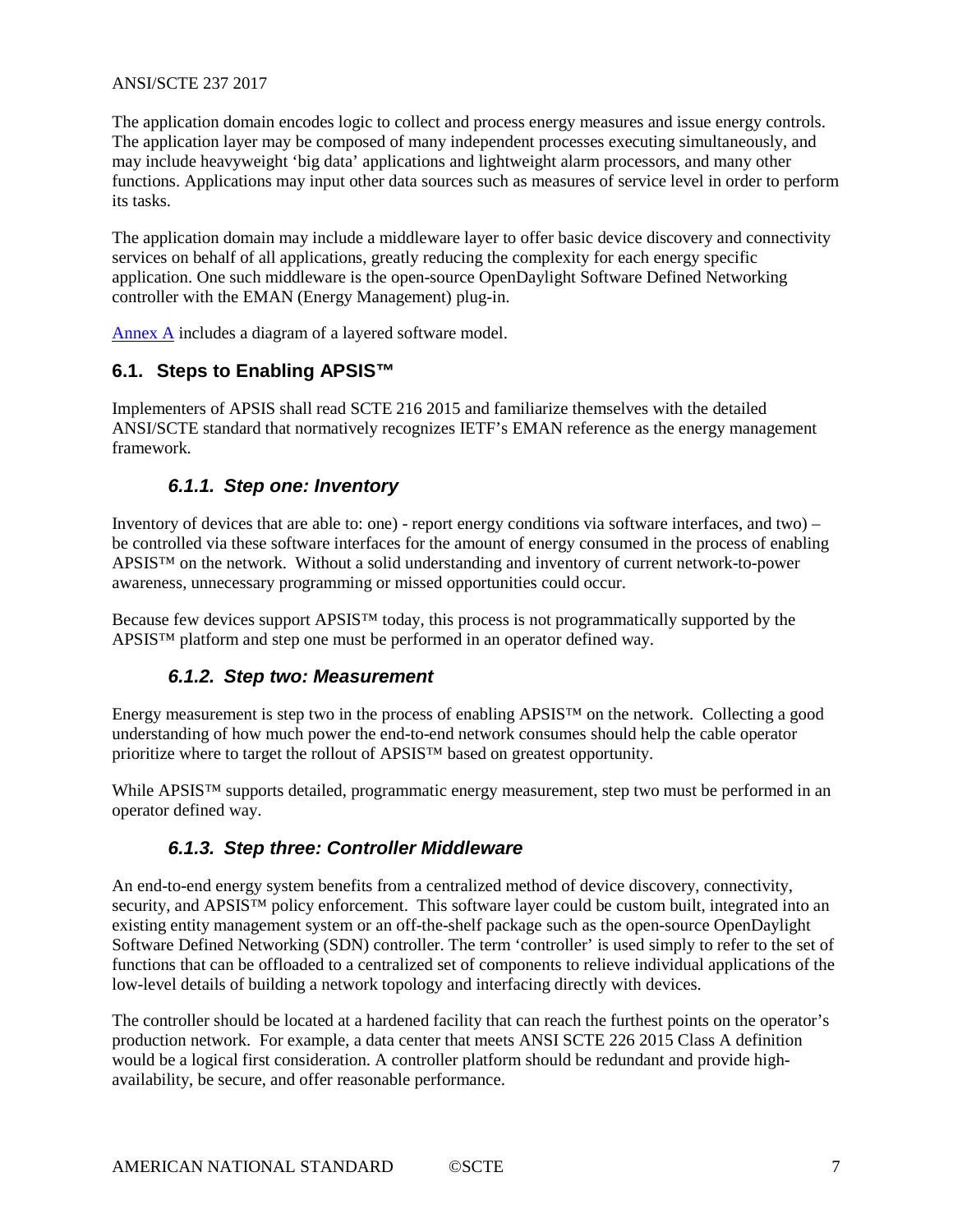The application domain encodes logic to collect and process energy measures and issue energy controls. The application layer may be composed of many independent processes executing simultaneously, and may include heavyweight 'big data' applications and lightweight alarm processors, and many other functions. Applications may input other data sources such as measures of service level in order to perform its tasks.

The application domain may include a middleware layer to offer basic device discovery and connectivity services on behalf of all applications, greatly reducing the complexity for each energy specific application. One such middleware is the open-source OpenDaylight Software Defined Networking controller with the EMAN (Energy Management) plug-in.

Annex A includes a diagram of a layered software model.

## 6.1. Steps to Enabling APSIS™

Implementers of APSIS shall read SCTE 216 2015 and familiarize themselves with the detailed ANSI/SCTE standard that normatively recognizes IETF's EMAN reference as the energy management framework.

### *6.1.1. Step one: Inventory*

Inventory of devices that are able to: one) - report energy conditions via software interfaces, and two) – be controlled via these software interfaces for the amount of energy consumed in the process of enabling APSIS™ on the network. Without a solid understanding and inventory of current network-to-power awareness, unnecessary programming or missed opportunities could occur.

Because few devices support APSIS™ today, this process is not programmatically supported by the APSIS™ platform and step one must be performed in an operator defined way.

### *6.1.2. Step two: Measurement*

Energy measurement is step two in the process of enabling APSIS™ on the network. Collecting a good understanding of how much power the end-to-end network consumes should help the cable operator prioritize where to target the rollout of APSIS™ based on greatest opportunity.

While APSIS™ supports detailed, programmatic energy measurement, step two must be performed in an operator defined way.

### *6.1.3. Step three: Controller Middleware*

An end-to-end energy system benefits from a centralized method of device discovery, connectivity, security, and APSIS™ policy enforcement. This software layer could be custom built, integrated into an existing entity management system or an off-the-shelf package such as the open-source OpenDaylight Software Defined Networking (SDN) controller. The term 'controller' is used simply to refer to the set of functions that can be offloaded to a centralized set of components to relieve individual applications of the low-level details of building a network topology and interfacing directly with devices.

The controller should be located at a hardened facility that can reach the furthest points on the operator's production network. For example, a data center that meets ANSI SCTE 226 2015 Class A definition would be a logical first consideration. A controller platform should be redundant and provide high-availability, be secure, and offer reasonable performance.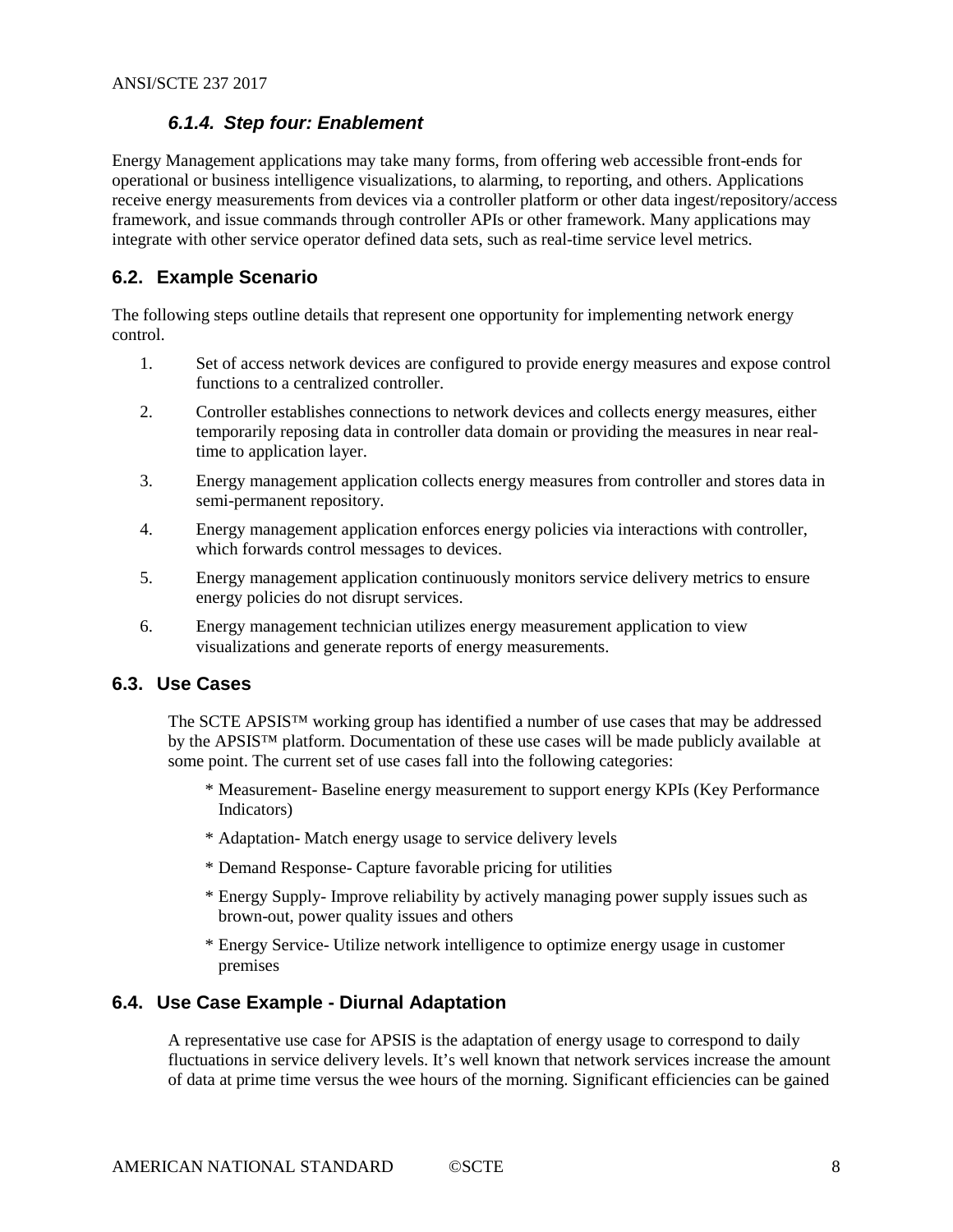#### 6.1.4. Step four: Enablement

Energy Management applications may take many forms, from offering web accessible front-ends for operational or business intelligence visualizations, to alarming, to reporting, and others. Applications receive energy measurements from devices via a controller platform or other data ingest/repository/access framework, and issue commands through controller APIs or other framework. Many applications may integrate with other service operator defined data sets, such as real-time service level metrics.

### 6.2. Example Scenario

The following steps outline details that represent one opportunity for implementing network energy control.

1. Set of access network devices are configured to provide energy measures and expose control functions to a centralized controller.
2. Controller establishes connections to network devices and collects energy measures, either temporarily reposing data in controller data domain or providing the measures in near real-time to application layer.
3. Energy management application collects energy measures from controller and stores data in semi-permanent repository.
4. Energy management application enforces energy policies via interactions with controller, which forwards control messages to devices.
5. Energy management application continuously monitors service delivery metrics to ensure energy policies do not disrupt services.
6. Energy management technician utilizes energy measurement application to view visualizations and generate reports of energy measurements.

### 6.3. Use Cases

The SCTE APSIS™ working group has identified a number of use cases that may be addressed by the APSIS™ platform. Documentation of these use cases will be made publicly available at some point. The current set of use cases fall into the following categories:

* Measurement- Baseline energy measurement to support energy KPIs (Key Performance Indicators)
* Adaptation- Match energy usage to service delivery levels
* Demand Response- Capture favorable pricing for utilities
* Energy Supply- Improve reliability by actively managing power supply issues such as brown-out, power quality issues and others
* Energy Service- Utilize network intelligence to optimize energy usage in customer premises

### 6.4. Use Case Example - Diurnal Adaptation

A representative use case for APSIS is the adaptation of energy usage to correspond to daily fluctuations in service delivery levels. It's well known that network services increase the amount of data at prime time versus the wee hours of the morning. Significant efficiencies can be gained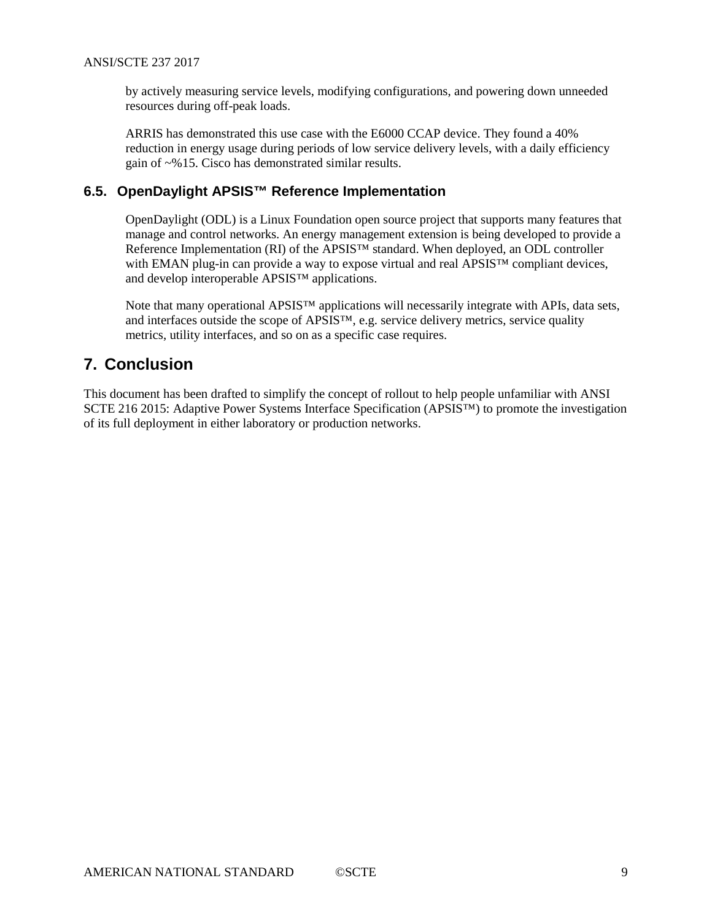by actively measuring service levels, modifying configurations, and powering down unneeded resources during off-peak loads.

ARRIS has demonstrated this use case with the E6000 CCAP device. They found a 40% reduction in energy usage during periods of low service delivery levels, with a daily efficiency gain of ~%15. Cisco has demonstrated similar results.

### 6.5. OpenDaylight APSIS™ Reference Implementation

OpenDaylight (ODL) is a Linux Foundation open source project that supports many features that manage and control networks. An energy management extension is being developed to provide a Reference Implementation (RI) of the APSIS™ standard. When deployed, an ODL controller with EMAN plug-in can provide a way to expose virtual and real APSIS™ compliant devices, and develop interoperable APSIS™ applications.

Note that many operational APSIS™ applications will necessarily integrate with APIs, data sets, and interfaces outside the scope of APSIS™, e.g. service delivery metrics, service quality metrics, utility interfaces, and so on as a specific case requires.

## 7. Conclusion

This document has been drafted to simplify the concept of rollout to help people unfamiliar with ANSI SCTE 216 2015: Adaptive Power Systems Interface Specification (APSIS™) to promote the investigation of its full deployment in either laboratory or production networks.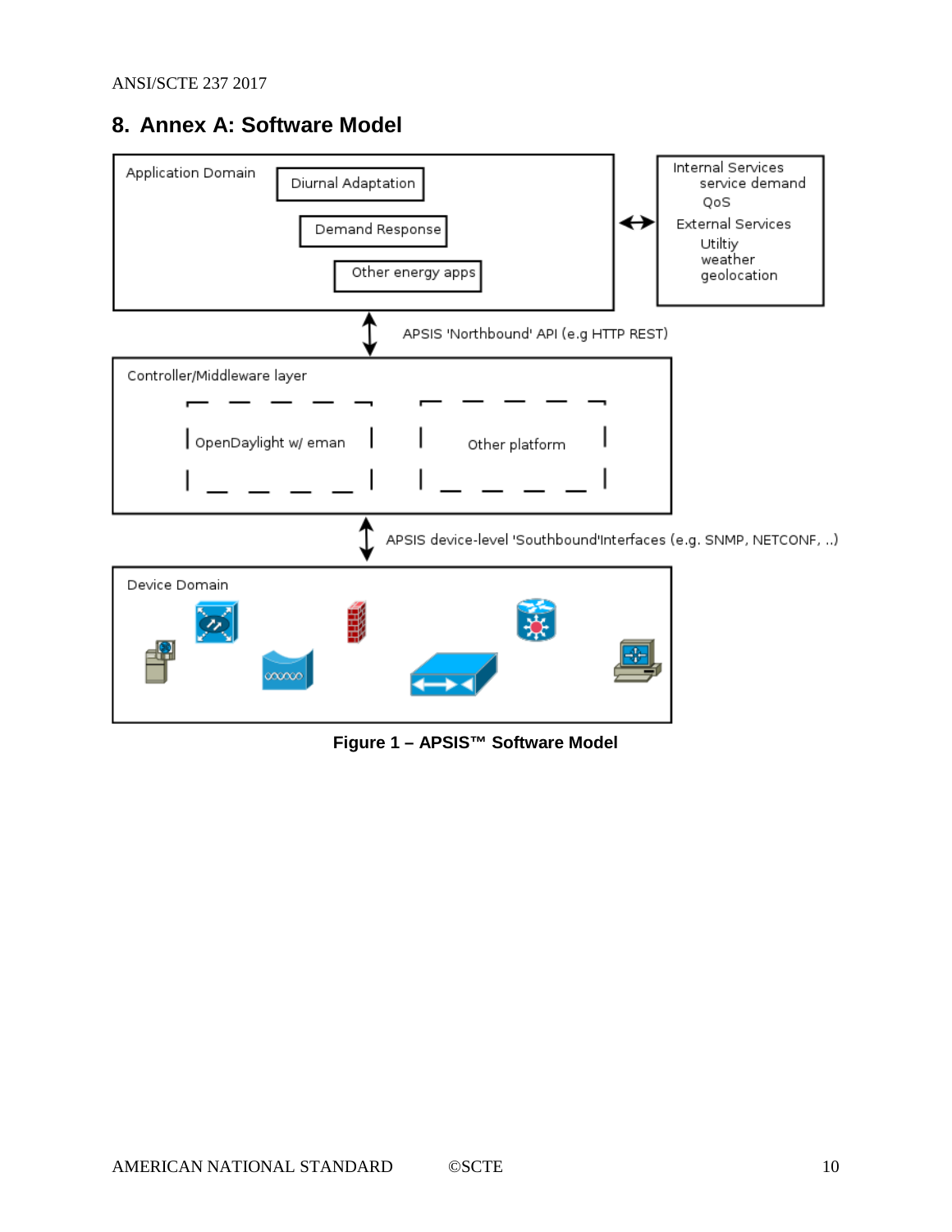## 8. Annex A: Software Model

Application Domain

Diurnal Adaptation

Demand Response

Other energy apps

Internal Services
service demand
QoS

External Services
Utiltiy
weather
geolocation

APSIS 'Northbound' API (e.g HTTP REST)

Controller/Middleware layer

OpenDaylight w/ eman

Other platform

APSIS device-level 'Southbound'Interfaces (e.g. SNMP, NETCONF, ..)

Device Domain

**Figure 1 – APSIS™ Software Model**